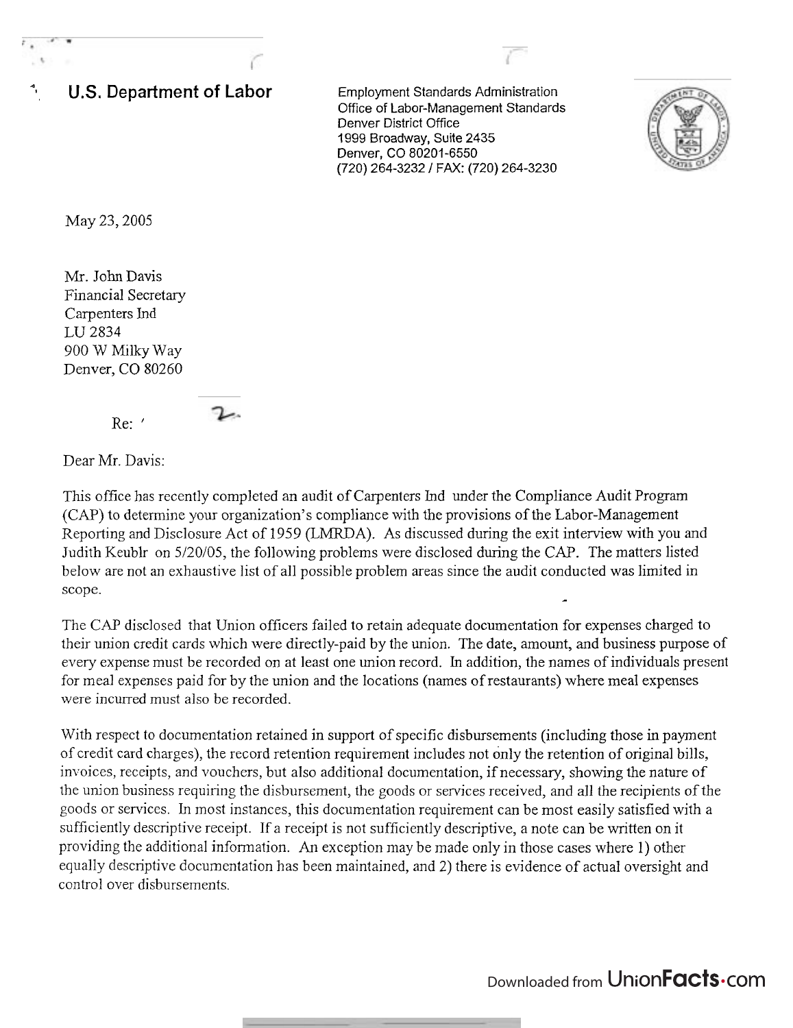**U.S. Department of Labor**

Employment Standards Administration
Office of Labor-Management Standards
Denver District Office
1999 Broadway, Suite 2435
Denver, CO 80201-6550
(720) 264-3232 / FAX: (720) 264-3230

May 23, 2005

Mr. John Davis
Financial Secretary
Carpenters Ind
LU 2834
900 W Milky Way
Denver, CO 80260

Re: '

Dear Mr. Davis:

This office has recently completed an audit of Carpenters Ind under the Compliance Audit Program (CAP) to determine your organization's compliance with the provisions of the Labor-Management Reporting and Disclosure Act of 1959 (LMRDA). As discussed during the exit interview with you and Judith Keublr on 5/20/05, the following problems were disclosed during the CAP. The matters listed below are not an exhaustive list of all possible problem areas since the audit conducted was limited in scope.

The CAP disclosed that Union officers failed to retain adequate documentation for expenses charged to their union credit cards which were directly-paid by the union. The date, amount, and business purpose of every expense must be recorded on at least one union record. In addition, the names of individuals present for meal expenses paid for by the union and the locations (names of restaurants) where meal expenses were incurred must also be recorded.

With respect to documentation retained in support of specific disbursements (including those in payment of credit card charges), the record retention requirement includes not only the retention of original bills, invoices, receipts, and vouchers, but also additional documentation, if necessary, showing the nature of the union business requiring the disbursement, the goods or services received, and all the recipients of the goods or services. In most instances, this documentation requirement can be most easily satisfied with a sufficiently descriptive receipt. If a receipt is not sufficiently descriptive, a note can be written on it providing the additional information. An exception may be made only in those cases where 1) other equally descriptive documentation has been maintained, and 2) there is evidence of actual oversight and control over disbursements.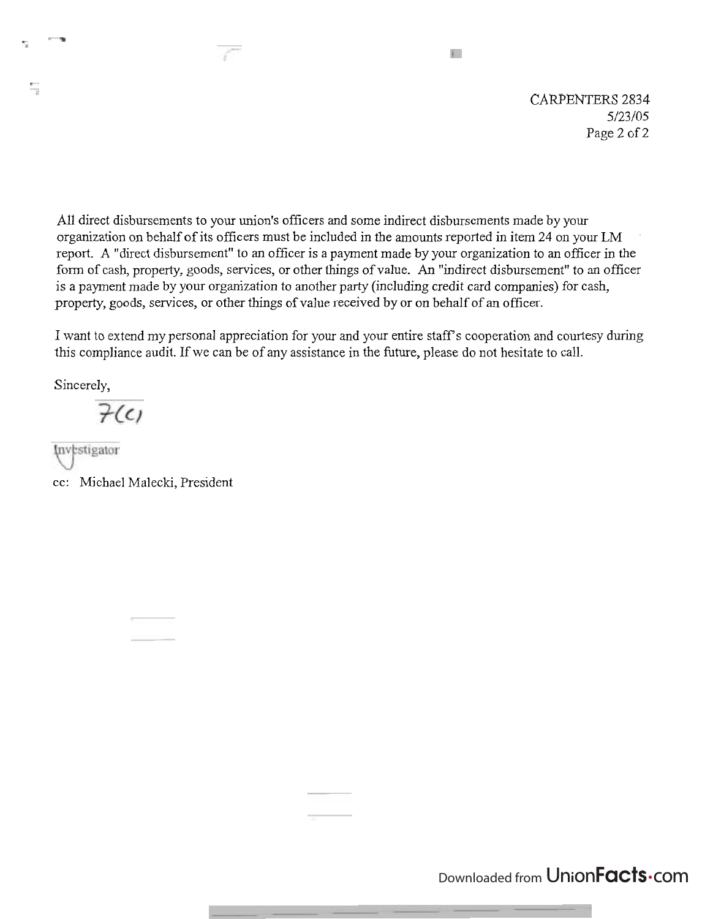All direct disbursements to your union's officers and some indirect disbursements made by your organization on behalf of its officers must be included in the amounts reported in item 24 on your LM report. A "direct disbursement" to an officer is a payment made by your organization to an officer in the form of cash, property, goods, services, or other things of value. An "indirect disbursement" to an officer is a payment made by your organization to another party (including credit card companies) for cash, property, goods, services, or other things of value received by or on behalf of an officer.

I want to extend my personal appreciation for your and your entire staff's cooperation and courtesy during this compliance audit. If we can be of any assistance in the future, please do not hesitate to call.

Sincerely,

7(c)

Investigator

cc: Michael Malecki, President